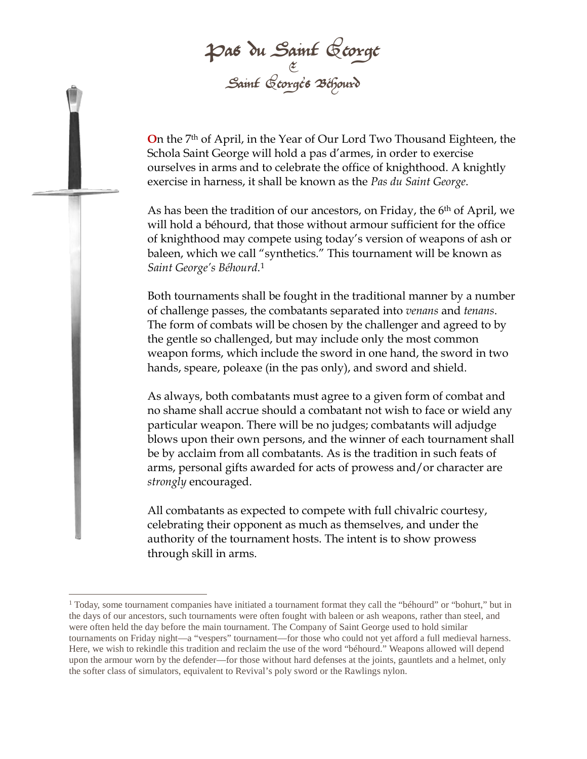# Pas du Saint George
## &
## Saint George's Béhourd

On the 7th of April, in the Year of Our Lord Two Thousand Eighteen, the Schola Saint George will hold a pas d'armes, in order to exercise ourselves in arms and to celebrate the office of knighthood. A knightly exercise in harness, it shall be known as the *Pas du Saint George*.

As has been the tradition of our ancestors, on Friday, the 6th of April, we will hold a béhourd, that those without armour sufficient for the office of knighthood may compete using today's version of weapons of ash or baleen, which we call "synthetics." This tournament will be known as *Saint George's Béhourd*.[1]

Both tournaments shall be fought in the traditional manner by a number of challenge passes, the combatants separated into *venans* and *tenans*. The form of combats will be chosen by the challenger and agreed to by the gentle so challenged, but may include only the most common weapon forms, which include the sword in one hand, the sword in two hands, speare, poleaxe (in the pas only), and sword and shield.

As always, both combatants must agree to a given form of combat and no shame shall accrue should a combatant not wish to face or wield any particular weapon. There will be no judges; combatants will adjudge blows upon their own persons, and the winner of each tournament shall be by acclaim from all combatants. As is the tradition in such feats of arms, personal gifts awarded for acts of prowess and/or character are *strongly* encouraged.

All combatants as expected to compete with full chivalric courtesy, celebrating their opponent as much as themselves, and under the authority of the tournament hosts. The intent is to show prowess through skill in arms.

---

[1] Today, some tournament companies have initiated a tournament format they call the "béhourd" or "bohurt," but in the days of our ancestors, such tournaments were often fought with baleen or ash weapons, rather than steel, and were often held the day before the main tournament. The Company of Saint George used to hold similar tournaments on Friday night—a "vespers" tournament—for those who could not yet afford a full medieval harness. Here, we wish to rekindle this tradition and reclaim the use of the word "béhourd." Weapons allowed will depend upon the armour worn by the defender—for those without hard defenses at the joints, gauntlets and a helmet, only the softer class of simulators, equivalent to Revival's poly sword or the Rawlings nylon.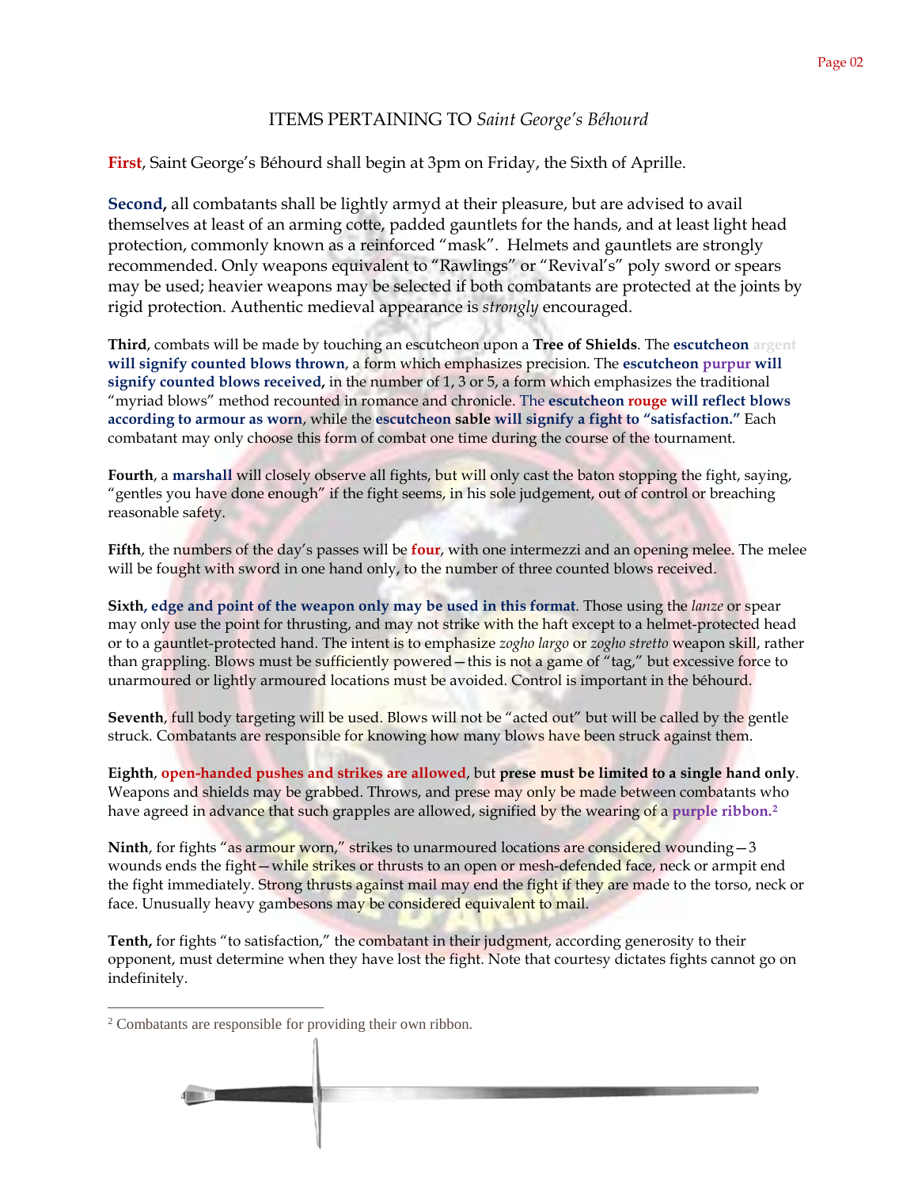## ITEMS PERTAINING TO *Saint George's Béhourd*

**First**, Saint George's Béhourd shall begin at 3pm on Friday, the Sixth of Aprille.

**Second,** all combatants shall be lightly armyd at their pleasure, but are advised to avail themselves at least of an arming cotte, padded gauntlets for the hands, and at least light head protection, commonly known as a reinforced "mask". Helmets and gauntlets are strongly recommended. Only weapons equivalent to "Rawlings" or "Revival's" poly sword or spears may be used; heavier weapons may be selected if both combatants are protected at the joints by rigid protection. Authentic medieval appearance is *strongly* encouraged.

**Third**, combats will be made by touching an escutcheon upon a **Tree of Shields**. The **escutcheon argent will signify counted blows thrown**, a form which emphasizes precision. The **escutcheon purpur will signify counted blows received,** in the number of 1, 3 or 5, a form which emphasizes the traditional "myriad blows" method recounted in romance and chronicle. The **escutcheon rouge will reflect blows according to armour as worn**, while the **escutcheon sable will signify a fight to "satisfaction."** Each combatant may only choose this form of combat one time during the course of the tournament.

**Fourth**, a **marshall** will closely observe all fights, but will only cast the baton stopping the fight, saying, "gentles you have done enough" if the fight seems, in his sole judgement, out of control or breaching reasonable safety.

**Fifth**, the numbers of the day's passes will be **four**, with one intermezzi and an opening melee. The melee will be fought with sword in one hand only, to the number of three counted blows received.

**Sixth, edge and point of the weapon only may be used in this format**. Those using the *lanze* or spear may only use the point for thrusting, and may not strike with the haft except to a helmet-protected head or to a gauntlet-protected hand. The intent is to emphasize *zogho largo* or *zogho stretto* weapon skill, rather than grappling. Blows must be sufficiently powered—this is not a game of "tag," but excessive force to unarmoured or lightly armoured locations must be avoided. Control is important in the béhourd.

**Seventh**, full body targeting will be used. Blows will not be "acted out" but will be called by the gentle struck. Combatants are responsible for knowing how many blows have been struck against them.

**Eighth**, **open-handed pushes and strikes are allowed**, but **prese must be limited to a single hand only**. Weapons and shields may be grabbed. Throws, and prese may only be made between combatants who have agreed in advance that such grapples are allowed, signified by the wearing of a **purple ribbon.**[2]

**Ninth**, for fights "as armour worn," strikes to unarmoured locations are considered wounding—3 wounds ends the fight—while strikes or thrusts to an open or mesh-defended face, neck or armpit end the fight immediately. Strong thrusts against mail may end the fight if they are made to the torso, neck or face. Unusually heavy gambesons may be considered equivalent to mail.

**Tenth,** for fights "to satisfaction," the combatant in their judgment, according generosity to their opponent, must determine when they have lost the fight. Note that courtesy dictates fights cannot go on indefinitely.

---

[2] Combatants are responsible for providing their own ribbon.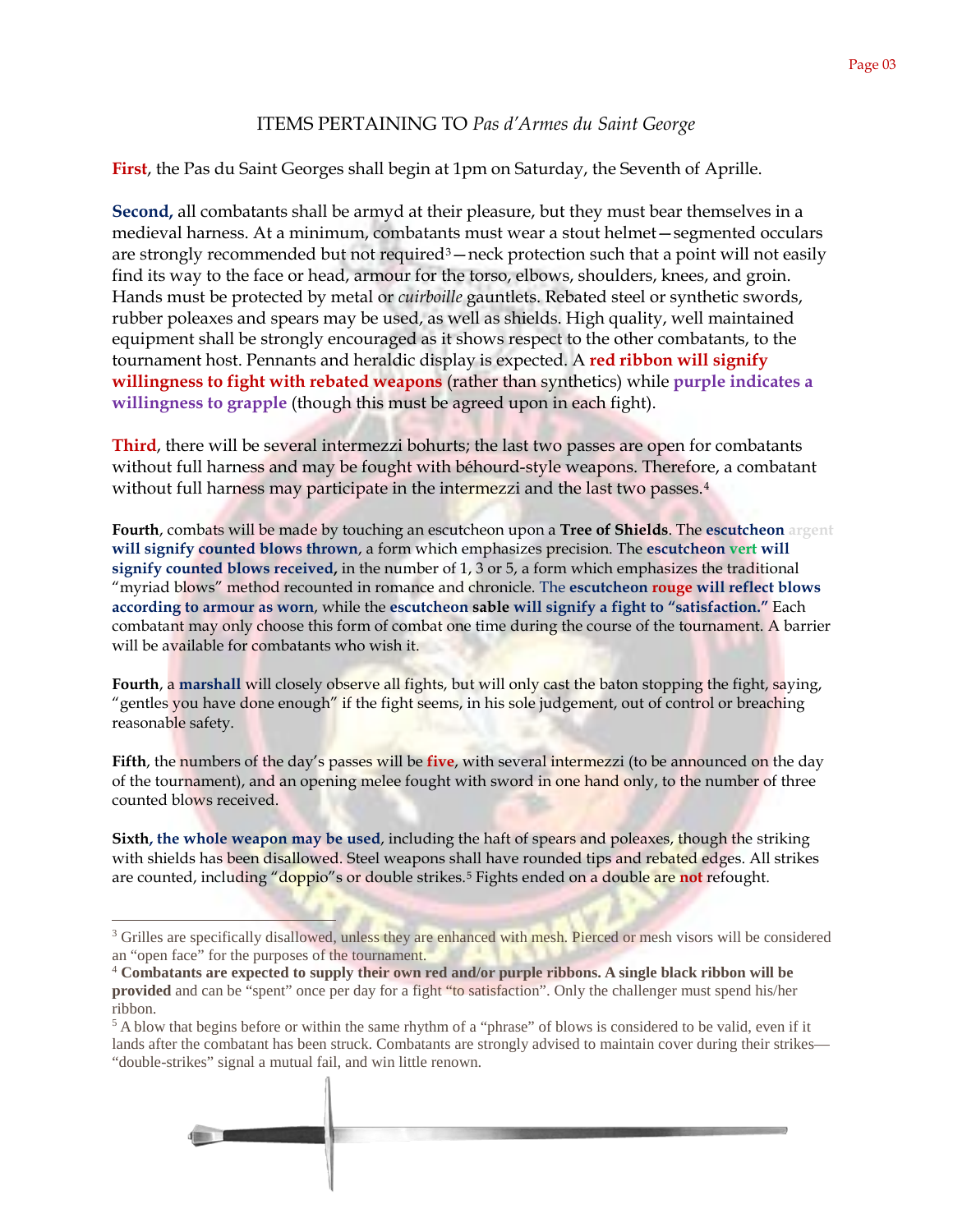ITEMS PERTAINING TO *Pas d'Armes du Saint George*

**First**, the Pas du Saint Georges shall begin at 1pm on Saturday, the Seventh of Aprille.

**Second,** all combatants shall be armyd at their pleasure, but they must bear themselves in a medieval harness. At a minimum, combatants must wear a stout helmet—segmented occulars are strongly recommended but not required[3]—neck protection such that a point will not easily find its way to the face or head, armour for the torso, elbows, shoulders, knees, and groin. Hands must be protected by metal or *cuirboille* gauntlets. Rebated steel or synthetic swords, rubber poleaxes and spears may be used, as well as shields. High quality, well maintained equipment shall be strongly encouraged as it shows respect to the other combatants, to the tournament host. Pennants and heraldic display is expected. A **red ribbon will signify willingness to fight with rebated weapons** (rather than synthetics) while **purple indicates a willingness to grapple** (though this must be agreed upon in each fight).

**Third**, there will be several intermezzi bohurts; the last two passes are open for combatants without full harness and may be fought with béhourd-style weapons. Therefore, a combatant without full harness may participate in the intermezzi and the last two passes.[4]

**Fourth**, combats will be made by touching an escutcheon upon a **Tree of Shields**. The **escutcheon argent will signify counted blows thrown**, a form which emphasizes precision. The **escutcheon vert will signify counted blows received,** in the number of 1, 3 or 5, a form which emphasizes the traditional "myriad blows" method recounted in romance and chronicle. The **escutcheon rouge will reflect blows according to armour as worn**, while the **escutcheon sable will signify a fight to "satisfaction."** Each combatant may only choose this form of combat one time during the course of the tournament. A barrier will be available for combatants who wish it.

**Fourth**, a **marshall** will closely observe all fights, but will only cast the baton stopping the fight, saying, "gentles you have done enough" if the fight seems, in his sole judgement, out of control or breaching reasonable safety.

**Fifth**, the numbers of the day's passes will be **five**, with several intermezzi (to be announced on the day of the tournament), and an opening melee fought with sword in one hand only, to the number of three counted blows received.

**Sixth, the whole weapon may be used**, including the haft of spears and poleaxes, though the striking with shields has been disallowed. Steel weapons shall have rounded tips and rebated edges. All strikes are counted, including "doppio"s or double strikes.[5] Fights ended on a double are **not** refought.

---

[3] Grilles are specifically disallowed, unless they are enhanced with mesh. Pierced or mesh visors will be considered an "open face" for the purposes of the tournament.

[4] **Combatants are expected to supply their own red and/or purple ribbons. A single black ribbon will be provided** and can be "spent" once per day for a fight "to satisfaction". Only the challenger must spend his/her ribbon.

[5] A blow that begins before or within the same rhythm of a "phrase" of blows is considered to be valid, even if it lands after the combatant has been struck. Combatants are strongly advised to maintain cover during their strikes—"double-strikes" signal a mutual fail, and win little renown.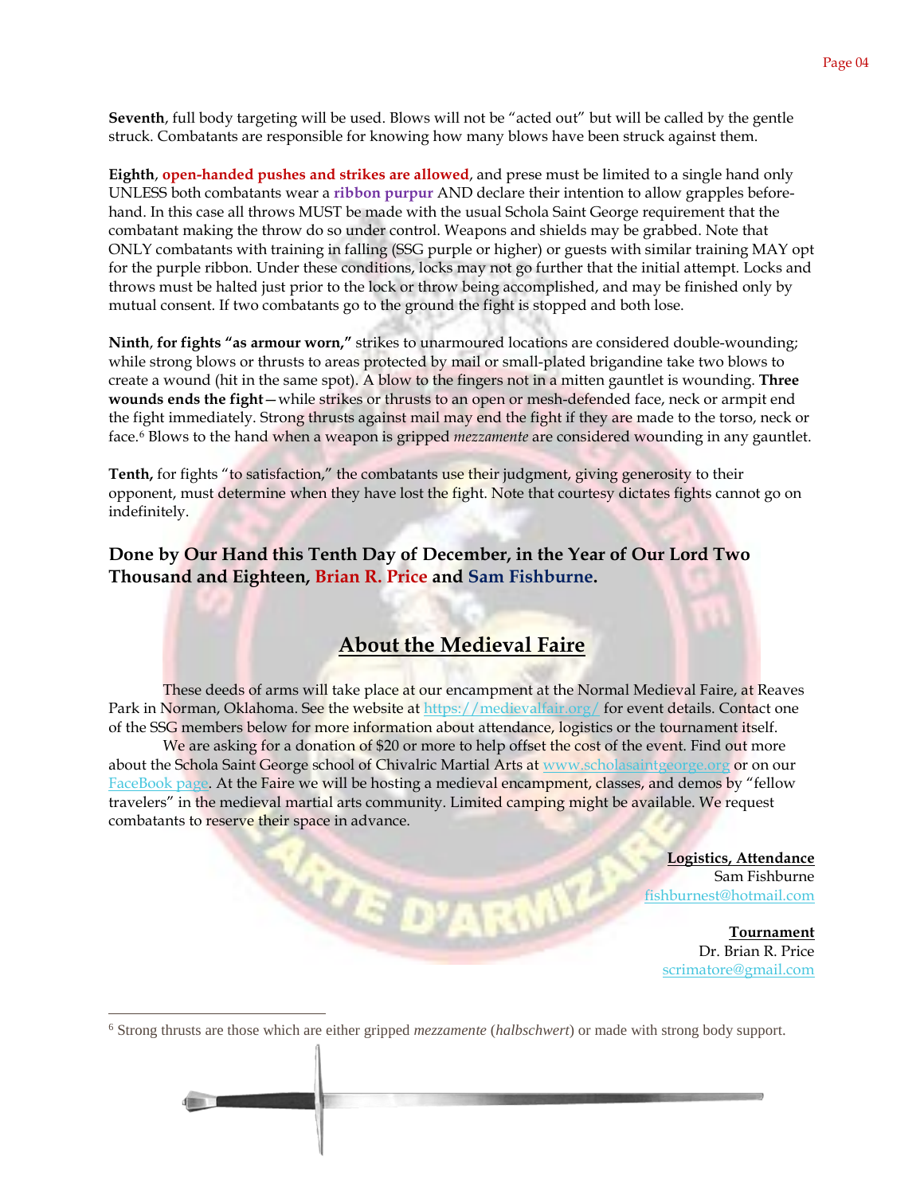**Seventh**, full body targeting will be used. Blows will not be "acted out" but will be called by the gentle struck. Combatants are responsible for knowing how many blows have been struck against them.

**Eighth**, **open-handed pushes and strikes are allowed**, and prese must be limited to a single hand only UNLESS both combatants wear a **ribbon purpur** AND declare their intention to allow grapples before-hand. In this case all throws MUST be made with the usual Schola Saint George requirement that the combatant making the throw do so under control. Weapons and shields may be grabbed. Note that ONLY combatants with training in falling (SSG purple or higher) or guests with similar training MAY opt for the purple ribbon. Under these conditions, locks may not go further that the initial attempt. Locks and throws must be halted just prior to the lock or throw being accomplished, and may be finished only by mutual consent. If two combatants go to the ground the fight is stopped and both lose.

**Ninth**, **for fights "as armour worn,"** strikes to unarmoured locations are considered double-wounding; while strong blows or thrusts to areas protected by mail or small-plated brigandine take two blows to create a wound (hit in the same spot). A blow to the fingers not in a mitten gauntlet is wounding. **Three wounds ends the fight**—while strikes or thrusts to an open or mesh-defended face, neck or armpit end the fight immediately. Strong thrusts against mail may end the fight if they are made to the torso, neck or face.[6] Blows to the hand when a weapon is gripped *mezzamente* are considered wounding in any gauntlet.

**Tenth,** for fights "to satisfaction," the combatants use their judgment, giving generosity to their opponent, must determine when they have lost the fight. Note that courtesy dictates fights cannot go on indefinitely.

### Done by Our Hand this Tenth Day of December, in the Year of Our Lord Two Thousand and Eighteen, Brian R. Price and Sam Fishburne.

## About the Medieval Faire

These deeds of arms will take place at our encampment at the Normal Medieval Faire, at Reaves Park in Norman, Oklahoma. See the website at https://medievalfair.org/ for event details. Contact one of the SSG members below for more information about attendance, logistics or the tournament itself.

We are asking for a donation of $20 or more to help offset the cost of the event. Find out more about the Schola Saint George school of Chivalric Martial Arts at www.scholasaintgeorge.org or on our FaceBook page. At the Faire we will be hosting a medieval encampment, classes, and demos by "fellow travelers" in the medieval martial arts community. Limited camping might be available. We request combatants to reserve their space in advance.

**Logistics, Attendance**
Sam Fishburne
fishburnest@hotmail.com

**Tournament**
Dr. Brian R. Price
scrimatore@gmail.com

[6] Strong thrusts are those which are either gripped *mezzamente* (*halbschwert*) or made with strong body support.